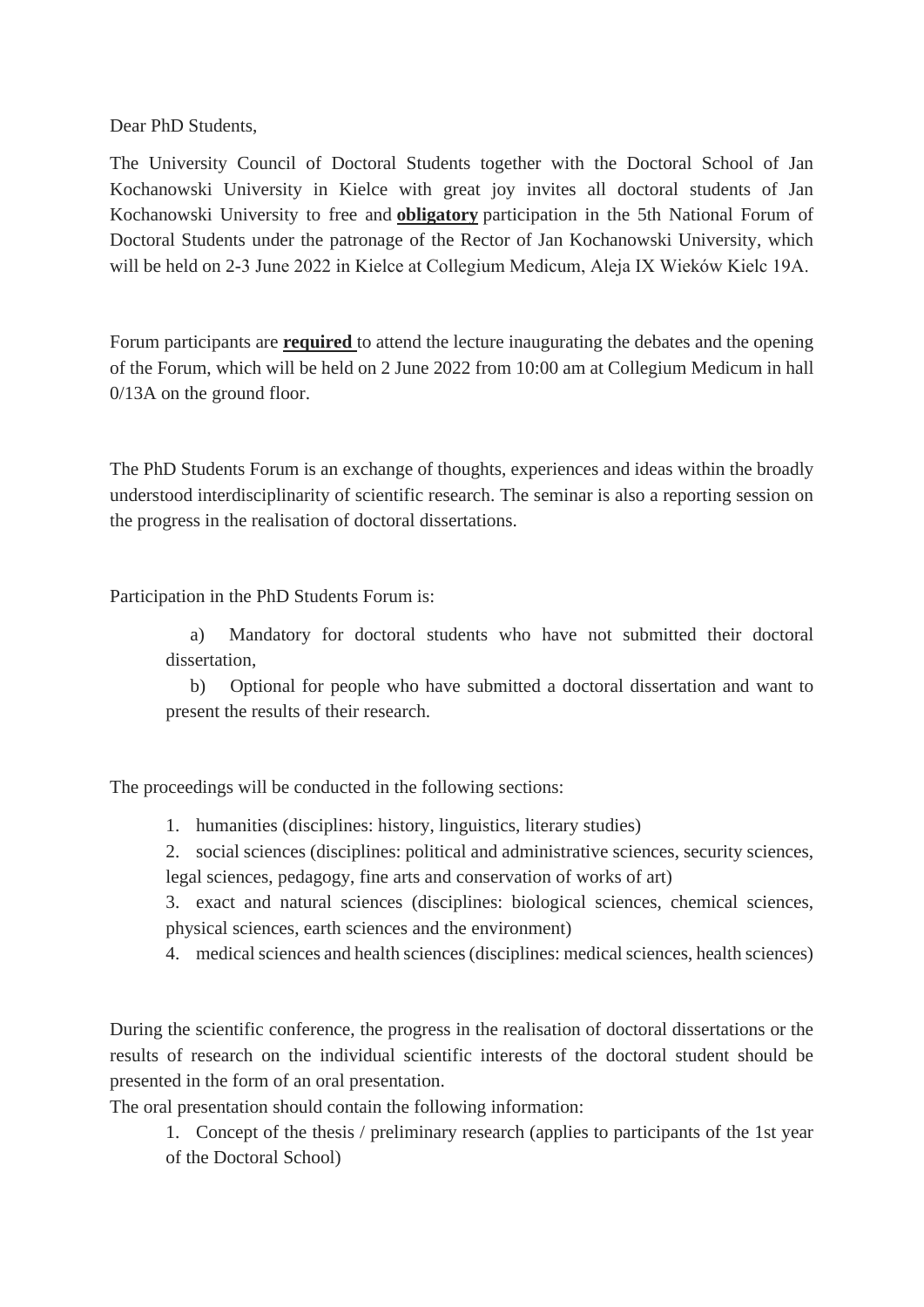Dear PhD Students,

The University Council of Doctoral Students together with the Doctoral School of Jan Kochanowski University in Kielce with great joy invites all doctoral students of Jan Kochanowski University to free and **obligatory** participation in the 5th National Forum of Doctoral Students under the patronage of the Rector of Jan Kochanowski University, which will be held on 2-3 June 2022 in Kielce at Collegium Medicum, Aleja IX Wieków Kielc 19A.

Forum participants are **required** to attend the lecture inaugurating the debates and the opening of the Forum, which will be held on 2 June 2022 from 10:00 am at Collegium Medicum in hall 0/13A on the ground floor.

The PhD Students Forum is an exchange of thoughts, experiences and ideas within the broadly understood interdisciplinarity of scientific research. The seminar is also a reporting session on the progress in the realisation of doctoral dissertations.

Participation in the PhD Students Forum is:

a) Mandatory for doctoral students who have not submitted their doctoral dissertation,
b) Optional for people who have submitted a doctoral dissertation and want to present the results of their research.

The proceedings will be conducted in the following sections:

1. humanities (disciplines: history, linguistics, literary studies)
2. social sciences (disciplines: political and administrative sciences, security sciences, legal sciences, pedagogy, fine arts and conservation of works of art)
3. exact and natural sciences (disciplines: biological sciences, chemical sciences, physical sciences, earth sciences and the environment)
4. medical sciences and health sciences (disciplines: medical sciences, health sciences)

During the scientific conference, the progress in the realisation of doctoral dissertations or the results of research on the individual scientific interests of the doctoral student should be presented in the form of an oral presentation.
The oral presentation should contain the following information:

1. Concept of the thesis / preliminary research (applies to participants of the 1st year of the Doctoral School)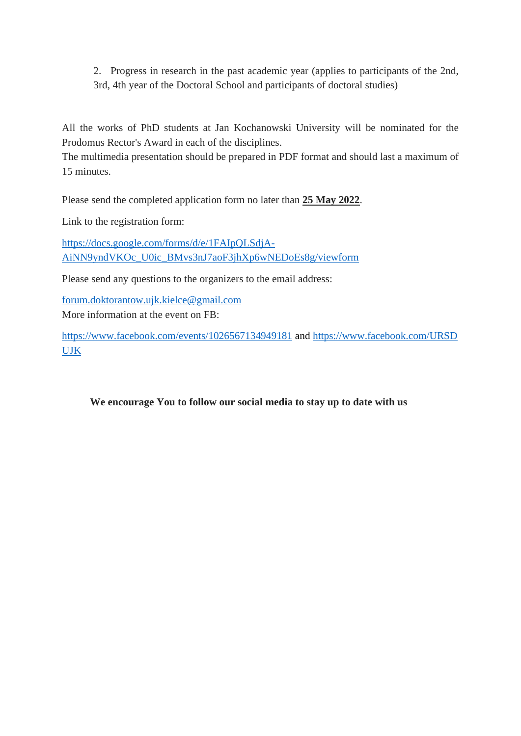2. Progress in research in the past academic year (applies to participants of the 2nd, 3rd, 4th year of the Doctoral School and participants of doctoral studies)

All the works of PhD students at Jan Kochanowski University will be nominated for the Prodomus Rector's Award in each of the disciplines.
The multimedia presentation should be prepared in PDF format and should last a maximum of 15 minutes.

Please send the completed application form no later than **25 May 2022**.

Link to the registration form:

https://docs.google.com/forms/d/e/1FAIpQLSdjA-AiNN9yndVKOc_U0ic_BMvs3nJ7aoF3jhXp6wNEDoEs8g/viewform

Please send any questions to the organizers to the email address:

forum.doktorantow.ujk.kielce@gmail.com
More information at the event on FB:

https://www.facebook.com/events/1026567134949181 and https://www.facebook.com/URSDUJK

**We encourage You to follow our social media to stay up to date with us**